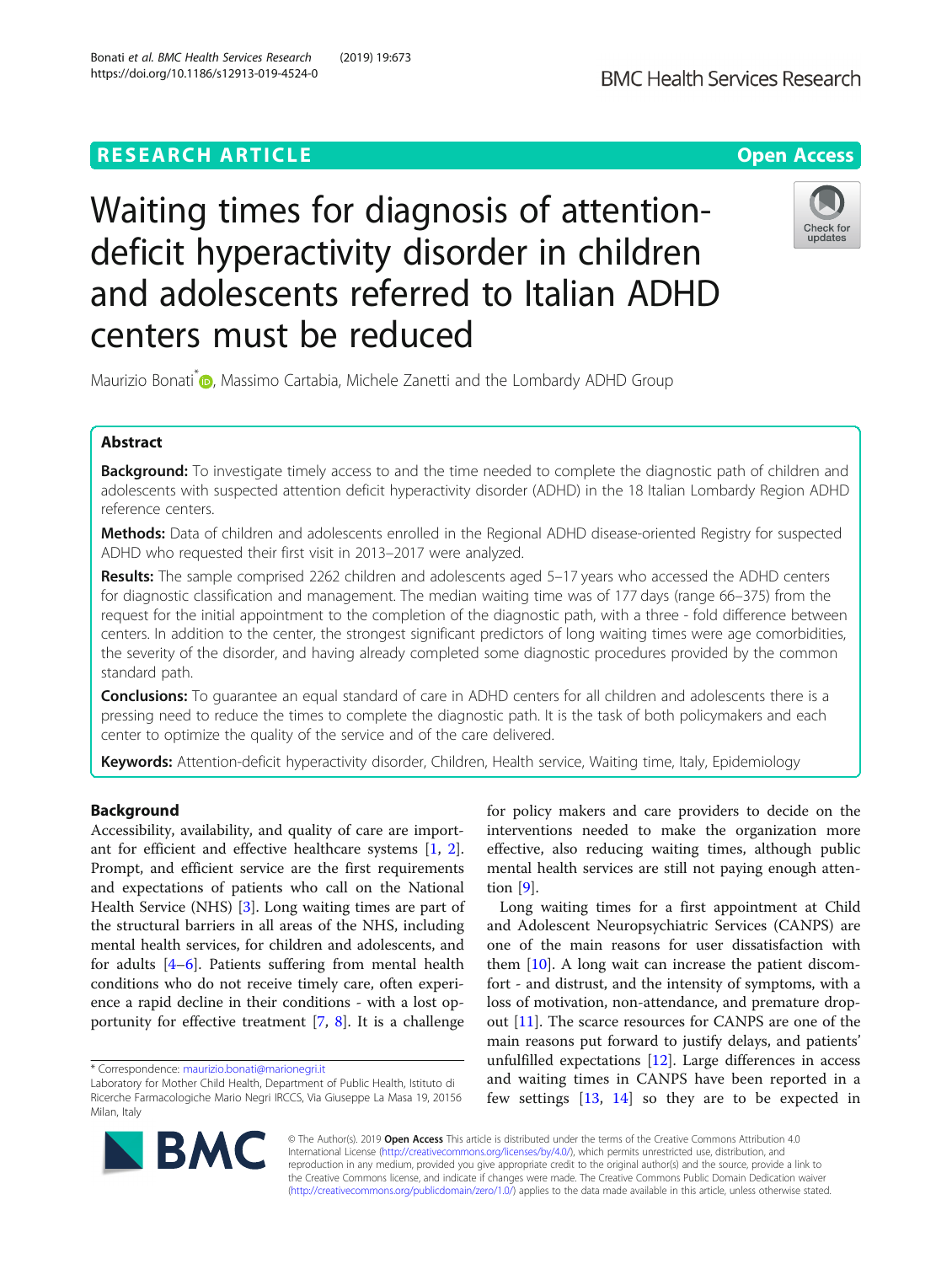RESEARCH ARTICLE

Open Access

# Waiting times for diagnosis of attention-deficit hyperactivity disorder in children and adolescents referred to Italian ADHD centers must be reduced

Maurizio Bonati*, Massimo Cartabia, Michele Zanetti and the Lombardy ADHD Group

## Abstract

**Background:** To investigate timely access to and the time needed to complete the diagnostic path of children and adolescents with suspected attention deficit hyperactivity disorder (ADHD) in the 18 Italian Lombardy Region ADHD reference centers.

**Methods:** Data of children and adolescents enrolled in the Regional ADHD disease-oriented Registry for suspected ADHD who requested their first visit in 2013–2017 were analyzed.

**Results:** The sample comprised 2262 children and adolescents aged 5–17 years who accessed the ADHD centers for diagnostic classification and management. The median waiting time was of 177 days (range 66–375) from the request for the initial appointment to the completion of the diagnostic path, with a three - fold difference between centers. In addition to the center, the strongest significant predictors of long waiting times were age comorbidities, the severity of the disorder, and having already completed some diagnostic procedures provided by the common standard path.

**Conclusions:** To guarantee an equal standard of care in ADHD centers for all children and adolescents there is a pressing need to reduce the times to complete the diagnostic path. It is the task of both policymakers and each center to optimize the quality of the service and of the care delivered.

**Keywords:** Attention-deficit hyperactivity disorder, Children, Health service, Waiting time, Italy, Epidemiology

## Background

Accessibility, availability, and quality of care are important for efficient and effective healthcare systems [1, 2]. Prompt, and efficient service are the first requirements and expectations of patients who call on the National Health Service (NHS) [3]. Long waiting times are part of the structural barriers in all areas of the NHS, including mental health services, for children and adolescents, and for adults [4–6]. Patients suffering from mental health conditions who do not receive timely care, often experience a rapid decline in their conditions - with a lost opportunity for effective treatment [7, 8]. It is a challenge for policy makers and care providers to decide on the interventions needed to make the organization more effective, also reducing waiting times, although public mental health services are still not paying enough attention [9].

Long waiting times for a first appointment at Child and Adolescent Neuropsychiatric Services (CANPS) are one of the main reasons for user dissatisfaction with them [10]. A long wait can increase the patient discomfort - and distrust, and the intensity of symptoms, with a loss of motivation, non-attendance, and premature drop-out [11]. The scarce resources for CANPS are one of the main reasons put forward to justify delays, and patients' unfulfilled expectations [12]. Large differences in access and waiting times in CANPS have been reported in a few settings [13, 14] so they are to be expected in

* Correspondence: maurizio.bonati@marionegri.it
Laboratory for Mother Child Health, Department of Public Health, Istituto di Ricerche Farmacologiche Mario Negri IRCCS, Via Giuseppe La Masa 19, 20156 Milan, Italy

© The Author(s). 2019 **Open Access** This article is distributed under the terms of the Creative Commons Attribution 4.0 International License (http://creativecommons.org/licenses/by/4.0/), which permits unrestricted use, distribution, and reproduction in any medium, provided you give appropriate credit to the original author(s) and the source, provide a link to the Creative Commons license, and indicate if changes were made. The Creative Commons Public Domain Dedication waiver (http://creativecommons.org/publicdomain/zero/1.0/) applies to the data made available in this article, unless otherwise stated.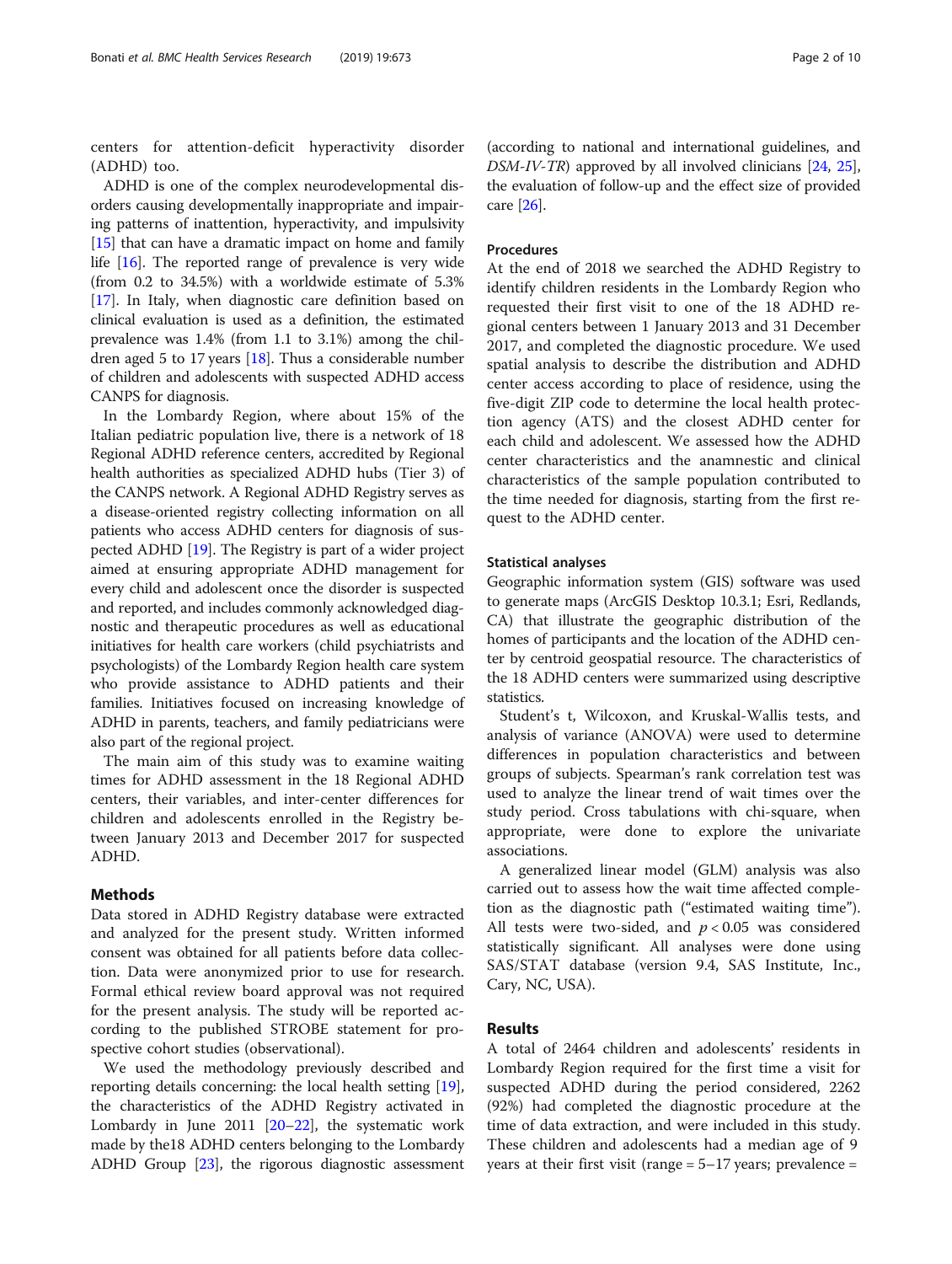centers for attention-deficit hyperactivity disorder (ADHD) too.

ADHD is one of the complex neurodevelopmental disorders causing developmentally inappropriate and impairing patterns of inattention, hyperactivity, and impulsivity [15] that can have a dramatic impact on home and family life [16]. The reported range of prevalence is very wide (from 0.2 to 34.5%) with a worldwide estimate of 5.3% [17]. In Italy, when diagnostic care definition based on clinical evaluation is used as a definition, the estimated prevalence was 1.4% (from 1.1 to 3.1%) among the children aged 5 to 17 years [18]. Thus a considerable number of children and adolescents with suspected ADHD access CANPS for diagnosis.

In the Lombardy Region, where about 15% of the Italian pediatric population live, there is a network of 18 Regional ADHD reference centers, accredited by Regional health authorities as specialized ADHD hubs (Tier 3) of the CANPS network. A Regional ADHD Registry serves as a disease-oriented registry collecting information on all patients who access ADHD centers for diagnosis of suspected ADHD [19]. The Registry is part of a wider project aimed at ensuring appropriate ADHD management for every child and adolescent once the disorder is suspected and reported, and includes commonly acknowledged diagnostic and therapeutic procedures as well as educational initiatives for health care workers (child psychiatrists and psychologists) of the Lombardy Region health care system who provide assistance to ADHD patients and their families. Initiatives focused on increasing knowledge of ADHD in parents, teachers, and family pediatricians were also part of the regional project.

The main aim of this study was to examine waiting times for ADHD assessment in the 18 Regional ADHD centers, their variables, and inter-center differences for children and adolescents enrolled in the Registry between January 2013 and December 2017 for suspected ADHD.

## Methods

Data stored in ADHD Registry database were extracted and analyzed for the present study. Written informed consent was obtained for all patients before data collection. Data were anonymized prior to use for research. Formal ethical review board approval was not required for the present analysis. The study will be reported according to the published STROBE statement for prospective cohort studies (observational).

We used the methodology previously described and reporting details concerning: the local health setting [19], the characteristics of the ADHD Registry activated in Lombardy in June 2011 [20–22], the systematic work made by the18 ADHD centers belonging to the Lombardy ADHD Group [23], the rigorous diagnostic assessment (according to national and international guidelines, and *DSM-IV-TR*) approved by all involved clinicians [24, 25], the evaluation of follow-up and the effect size of provided care [26].

### Procedures

At the end of 2018 we searched the ADHD Registry to identify children residents in the Lombardy Region who requested their first visit to one of the 18 ADHD regional centers between 1 January 2013 and 31 December 2017, and completed the diagnostic procedure. We used spatial analysis to describe the distribution and ADHD center access according to place of residence, using the five-digit ZIP code to determine the local health protection agency (ATS) and the closest ADHD center for each child and adolescent. We assessed how the ADHD center characteristics and the anamnestic and clinical characteristics of the sample population contributed to the time needed for diagnosis, starting from the first request to the ADHD center.

### Statistical analyses

Geographic information system (GIS) software was used to generate maps (ArcGIS Desktop 10.3.1; Esri, Redlands, CA) that illustrate the geographic distribution of the homes of participants and the location of the ADHD center by centroid geospatial resource. The characteristics of the 18 ADHD centers were summarized using descriptive statistics.

Student's t, Wilcoxon, and Kruskal-Wallis tests, and analysis of variance (ANOVA) were used to determine differences in population characteristics and between groups of subjects. Spearman's rank correlation test was used to analyze the linear trend of wait times over the study period. Cross tabulations with chi-square, when appropriate, were done to explore the univariate associations.

A generalized linear model (GLM) analysis was also carried out to assess how the wait time affected completion as the diagnostic path ("estimated waiting time"). All tests were two-sided, and $p < 0.05$ was considered statistically significant. All analyses were done using SAS/STAT database (version 9.4, SAS Institute, Inc., Cary, NC, USA).

## Results

A total of 2464 children and adolescents' residents in Lombardy Region required for the first time a visit for suspected ADHD during the period considered, 2262 (92%) had completed the diagnostic procedure at the time of data extraction, and were included in this study. These children and adolescents had a median age of 9 years at their first visit (range = 5–17 years; prevalence =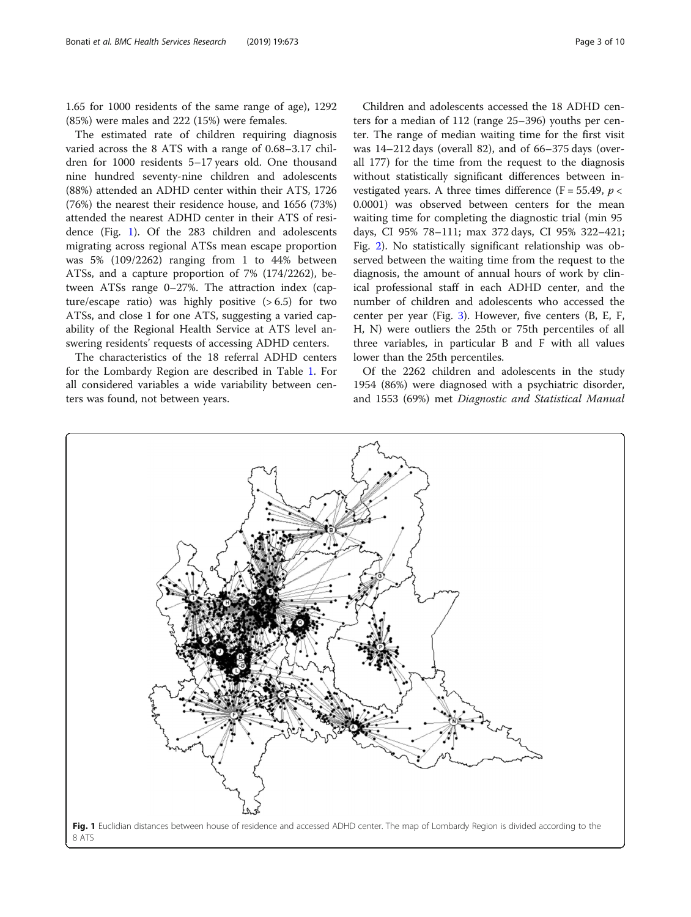1.65 for 1000 residents of the same range of age), 1292 (85%) were males and 222 (15%) were females.

The estimated rate of children requiring diagnosis varied across the 8 ATS with a range of 0.68–3.17 children for 1000 residents 5–17 years old. One thousand nine hundred seventy-nine children and adolescents (88%) attended an ADHD center within their ATS, 1726 (76%) the nearest their residence house, and 1656 (73%) attended the nearest ADHD center in their ATS of residence (Fig. 1). Of the 283 children and adolescents migrating across regional ATSs mean escape proportion was 5% (109/2262) ranging from 1 to 44% between ATSs, and a capture proportion of 7% (174/2262), between ATSs range 0–27%. The attraction index (capture/escape ratio) was highly positive (> 6.5) for two ATSs, and close 1 for one ATS, suggesting a varied capability of the Regional Health Service at ATS level answering residents' requests of accessing ADHD centers.

The characteristics of the 18 referral ADHD centers for the Lombardy Region are described in Table 1. For all considered variables a wide variability between centers was found, not between years.

Children and adolescents accessed the 18 ADHD centers for a median of 112 (range 25–396) youths per center. The range of median waiting time for the first visit was 14–212 days (overall 82), and of 66–375 days (overall 177) for the time from the request to the diagnosis without statistically significant differences between investigated years. A three times difference ($F = 55.49$, $p < 0.0001$) was observed between centers for the mean waiting time for completing the diagnostic trial (min 95 days, CI 95% 78–111; max 372 days, CI 95% 322–421; Fig. 2). No statistically significant relationship was observed between the waiting time from the request to the diagnosis, the amount of annual hours of work by clinical professional staff in each ADHD center, and the number of children and adolescents who accessed the center per year (Fig. 3). However, five centers (B, E, F, H, N) were outliers the 25th or 75th percentiles of all three variables, in particular B and F with all values lower than the 25th percentiles.

Of the 2262 children and adolescents in the study 1954 (86%) were diagnosed with a psychiatric disorder, and 1553 (69%) met *Diagnostic and Statistical Manual*

**Fig. 1** Euclidian distances between house of residence and accessed ADHD center. The map of Lombardy Region is divided according to the 8 ATS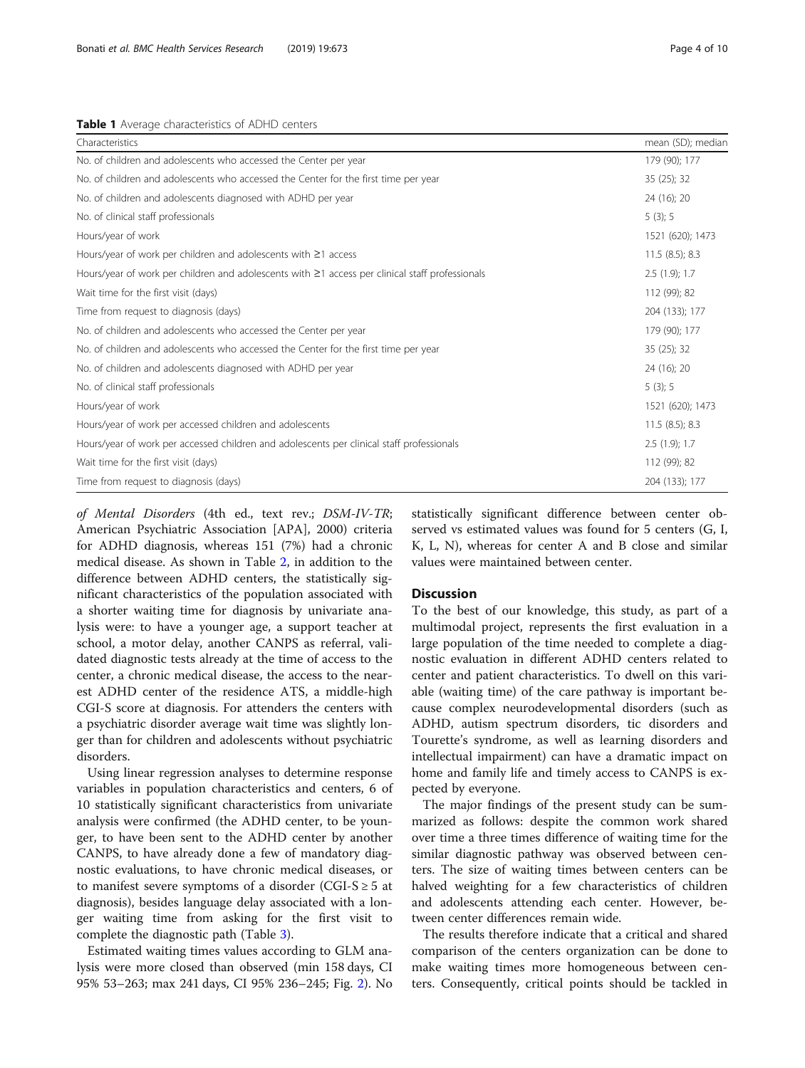**Table 1** Average characteristics of ADHD centers

| Characteristics | mean (SD); median |
| --- | --- |
| No. of children and adolescents who accessed the Center per year | 179 (90); 177 |
| No. of children and adolescents who accessed the Center for the first time per year | 35 (25); 32 |
| No. of children and adolescents diagnosed with ADHD per year | 24 (16); 20 |
| No. of clinical staff professionals | 5 (3); 5 |
| Hours/year of work | 1521 (620); 1473 |
| Hours/year of work per children and adolescents with ≥1 access | 11.5 (8.5); 8.3 |
| Hours/year of work per children and adolescents with ≥1 access per clinical staff professionals | 2.5 (1.9); 1.7 |
| Wait time for the first visit (days) | 112 (99); 82 |
| Time from request to diagnosis (days) | 204 (133); 177 |
| No. of children and adolescents who accessed the Center per year | 179 (90); 177 |
| No. of children and adolescents who accessed the Center for the first time per year | 35 (25); 32 |
| No. of children and adolescents diagnosed with ADHD per year | 24 (16); 20 |
| No. of clinical staff professionals | 5 (3); 5 |
| Hours/year of work | 1521 (620); 1473 |
| Hours/year of work per accessed children and adolescents | 11.5 (8.5); 8.3 |
| Hours/year of work per accessed children and adolescents per clinical staff professionals | 2.5 (1.9); 1.7 |
| Wait time for the first visit (days) | 112 (99); 82 |
| Time from request to diagnosis (days) | 204 (133); 177 |

*of Mental Disorders* (4th ed., text rev.; *DSM-IV-TR*; American Psychiatric Association [APA], 2000) criteria for ADHD diagnosis, whereas 151 (7%) had a chronic medical disease. As shown in Table 2, in addition to the difference between ADHD centers, the statistically significant characteristics of the population associated with a shorter waiting time for diagnosis by univariate analysis were: to have a younger age, a support teacher at school, a motor delay, another CANPS as referral, validated diagnostic tests already at the time of access to the center, a chronic medical disease, the access to the nearest ADHD center of the residence ATS, a middle-high CGI-S score at diagnosis. For attenders the centers with a psychiatric disorder average wait time was slightly longer than for children and adolescents without psychiatric disorders.

Using linear regression analyses to determine response variables in population characteristics and centers, 6 of 10 statistically significant characteristics from univariate analysis were confirmed (the ADHD center, to be younger, to have been sent to the ADHD center by another CANPS, to have already done a few of mandatory diagnostic evaluations, to have chronic medical diseases, or to manifest severe symptoms of a disorder (CGI-S ≥ 5 at diagnosis), besides language delay associated with a longer waiting time from asking for the first visit to complete the diagnostic path (Table 3).

Estimated waiting times values according to GLM analysis were more closed than observed (min 158 days, CI 95% 53–263; max 241 days, CI 95% 236–245; Fig. 2). No statistically significant difference between center observed vs estimated values was found for 5 centers (G, I, K, L, N), whereas for center A and B close and similar values were maintained between center.

## Discussion

To the best of our knowledge, this study, as part of a multimodal project, represents the first evaluation in a large population of the time needed to complete a diagnostic evaluation in different ADHD centers related to center and patient characteristics. To dwell on this variable (waiting time) of the care pathway is important because complex neurodevelopmental disorders (such as ADHD, autism spectrum disorders, tic disorders and Tourette's syndrome, as well as learning disorders and intellectual impairment) can have a dramatic impact on home and family life and timely access to CANPS is expected by everyone.

The major findings of the present study can be summarized as follows: despite the common work shared over time a three times difference of waiting time for the similar diagnostic pathway was observed between centers. The size of waiting times between centers can be halved weighting for a few characteristics of children and adolescents attending each center. However, between center differences remain wide.

The results therefore indicate that a critical and shared comparison of the centers organization can be done to make waiting times more homogeneous between centers. Consequently, critical points should be tackled in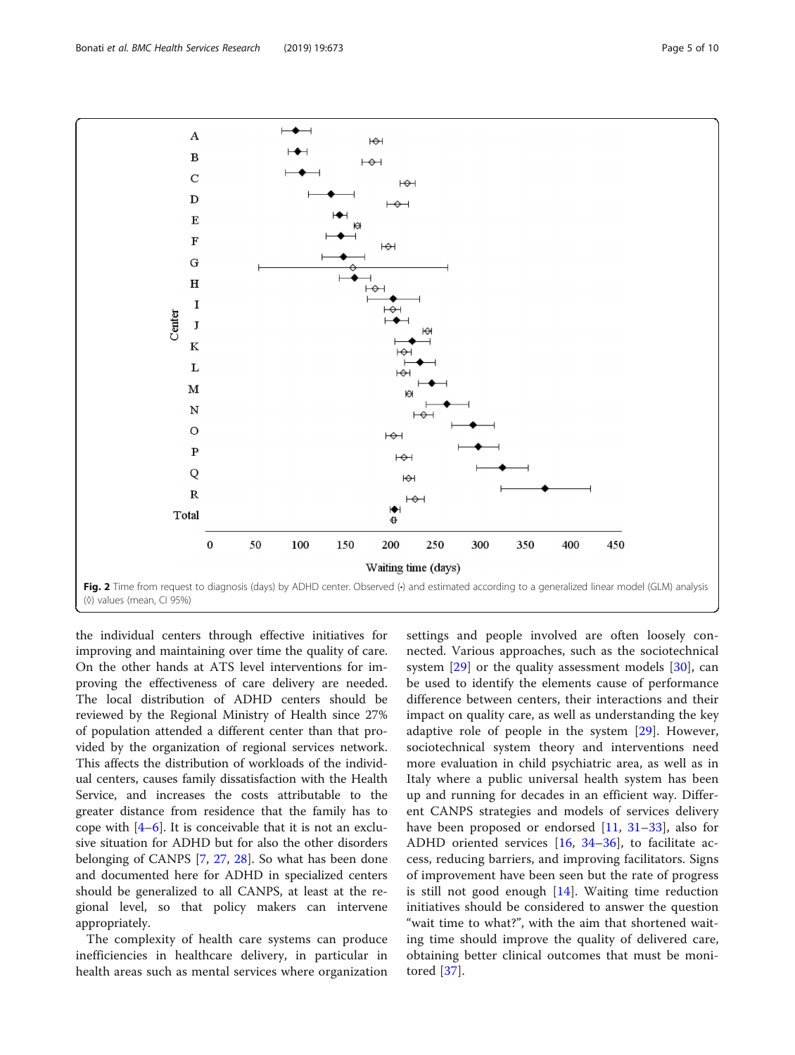Fig. 2 Time from request to diagnosis (days) by ADHD center. Observed (•) and estimated according to a generalized linear model (GLM) analysis (◊) values (mean, CI 95%)

the individual centers through effective initiatives for improving and maintaining over time the quality of care. On the other hands at ATS level interventions for improving the effectiveness of care delivery are needed. The local distribution of ADHD centers should be reviewed by the Regional Ministry of Health since 27% of population attended a different center than that provided by the organization of regional services network. This affects the distribution of workloads of the individual centers, causes family dissatisfaction with the Health Service, and increases the costs attributable to the greater distance from residence that the family has to cope with [4–6]. It is conceivable that it is not an exclusive situation for ADHD but for also the other disorders belonging of CANPS [7, 27, 28]. So what has been done and documented here for ADHD in specialized centers should be generalized to all CANPS, at least at the regional level, so that policy makers can intervene appropriately.

The complexity of health care systems can produce inefficiencies in healthcare delivery, in particular in health areas such as mental services where organization settings and people involved are often loosely connected. Various approaches, such as the sociotechnical system [29] or the quality assessment models [30], can be used to identify the elements cause of performance difference between centers, their interactions and their impact on quality care, as well as understanding the key adaptive role of people in the system [29]. However, sociotechnical system theory and interventions need more evaluation in child psychiatric area, as well as in Italy where a public universal health system has been up and running for decades in an efficient way. Different CANPS strategies and models of services delivery have been proposed or endorsed [11, 31–33], also for ADHD oriented services [16, 34–36], to facilitate access, reducing barriers, and improving facilitators. Signs of improvement have been seen but the rate of progress is still not good enough [14]. Waiting time reduction initiatives should be considered to answer the question "wait time to what?", with the aim that shortened waiting time should improve the quality of delivered care, obtaining better clinical outcomes that must be monitored [37].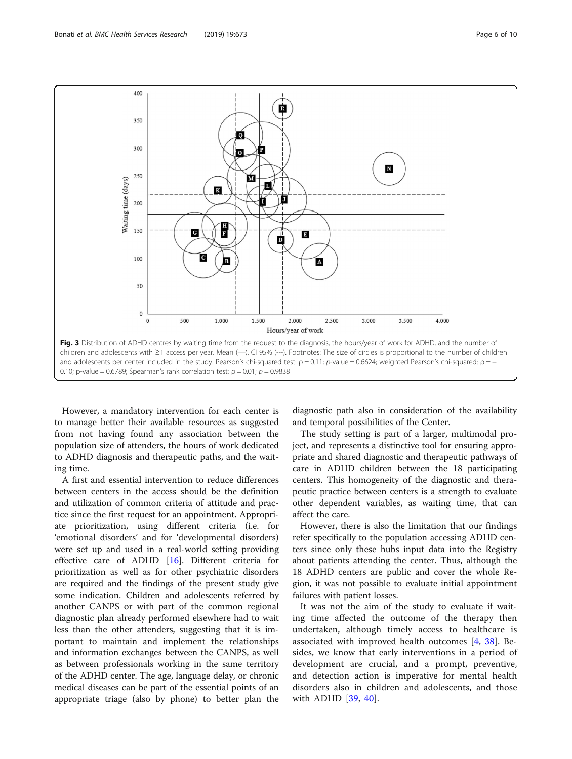**Fig. 3** Distribution of ADHD centres by waiting time from the request to the diagnosis, the hours/year of work for ADHD, and the number of children and adolescents with ≥1 access per year. Mean (—), CI 95% (---). Footnotes: The size of circles is proportional to the number of children and adolescents per center included in the study. Pearson's chi-squared test: ρ = 0.11; p-value = 0.6624; weighted Pearson's chi-squared: ρ = −0.10; p-value = 0.6789; Spearman's rank correlation test: ρ = 0.01; p = 0.9838

However, a mandatory intervention for each center is to manage better their available resources as suggested from not having found any association between the population size of attenders, the hours of work dedicated to ADHD diagnosis and therapeutic paths, and the waiting time.

A first and essential intervention to reduce differences between centers in the access should be the definition and utilization of common criteria of attitude and practice since the first request for an appointment. Appropriate prioritization, using different criteria (i.e. for 'emotional disorders' and for 'developmental disorders) were set up and used in a real-world setting providing effective care of ADHD [16]. Different criteria for prioritization as well as for other psychiatric disorders are required and the findings of the present study give some indication. Children and adolescents referred by another CANPS or with part of the common regional diagnostic plan already performed elsewhere had to wait less than the other attenders, suggesting that it is important to maintain and implement the relationships and information exchanges between the CANPS, as well as between professionals working in the same territory of the ADHD center. The age, language delay, or chronic medical diseases can be part of the essential points of an appropriate triage (also by phone) to better plan the diagnostic path also in consideration of the availability and temporal possibilities of the Center.

The study setting is part of a larger, multimodal project, and represents a distinctive tool for ensuring appropriate and shared diagnostic and therapeutic pathways of care in ADHD children between the 18 participating centers. This homogeneity of the diagnostic and therapeutic practice between centers is a strength to evaluate other dependent variables, as waiting time, that can affect the care.

However, there is also the limitation that our findings refer specifically to the population accessing ADHD centers since only these hubs input data into the Registry about patients attending the center. Thus, although the 18 ADHD centers are public and cover the whole Region, it was not possible to evaluate initial appointment failures with patient losses.

It was not the aim of the study to evaluate if waiting time affected the outcome of the therapy then undertaken, although timely access to healthcare is associated with improved health outcomes [4, 38]. Besides, we know that early interventions in a period of development are crucial, and a prompt, preventive, and detection action is imperative for mental health disorders also in children and adolescents, and those with ADHD [39, 40].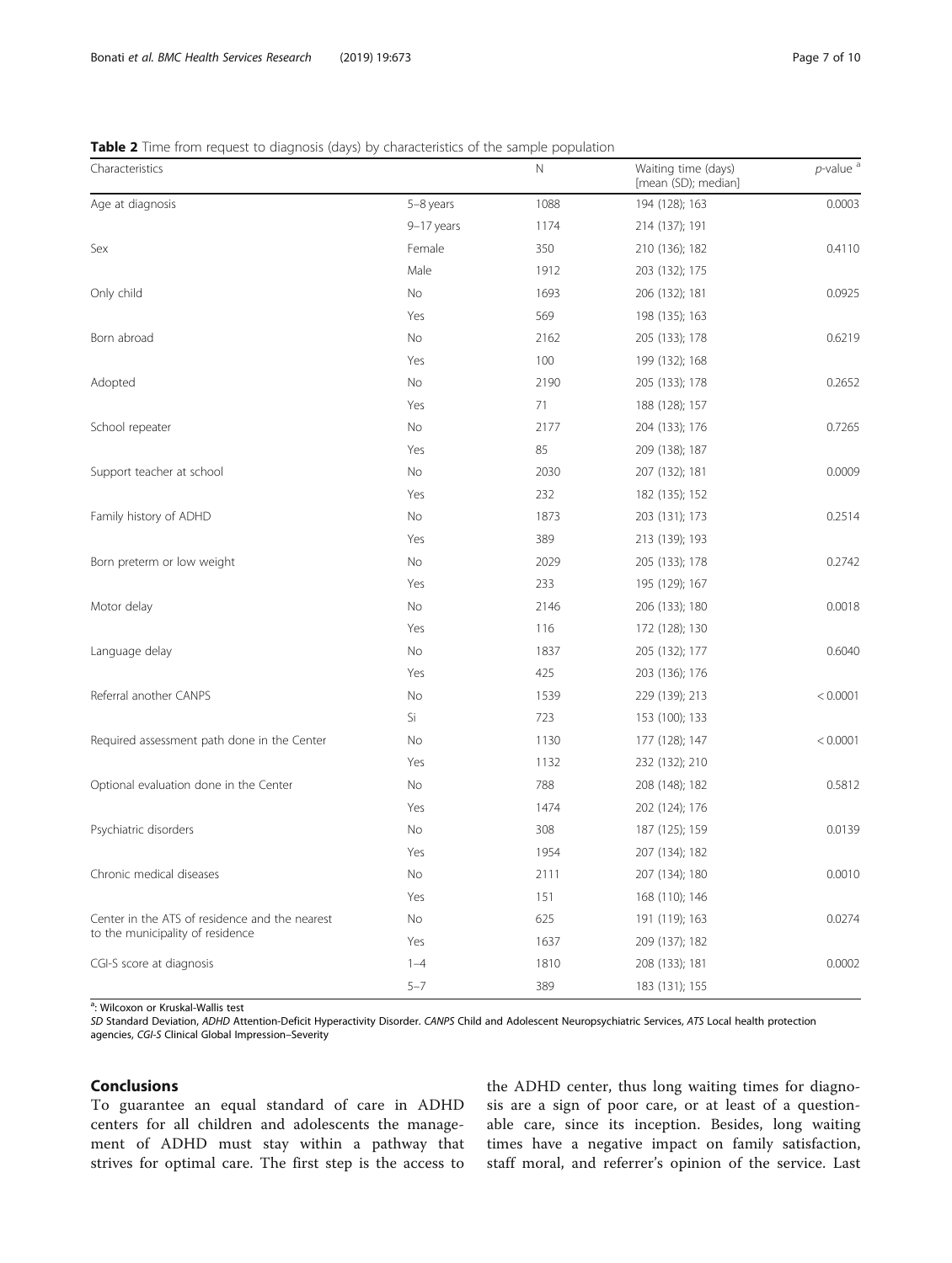**Table 2** Time from request to diagnosis (days) by characteristics of the sample population

| Characteristics | | N | Waiting time (days) [mean (SD); median] | *p*-value [a] |
|---|---|---|---|---|
| Age at diagnosis | 5–8 years | 1088 | 194 (128); 163 | 0.0003 |
| | 9–17 years | 1174 | 214 (137); 191 | |
| Sex | Female | 350 | 210 (136); 182 | 0.4110 |
| | Male | 1912 | 203 (132); 175 | |
| Only child | No | 1693 | 206 (132); 181 | 0.0925 |
| | Yes | 569 | 198 (135); 163 | |
| Born abroad | No | 2162 | 205 (133); 178 | 0.6219 |
| | Yes | 100 | 199 (132); 168 | |
| Adopted | No | 2190 | 205 (133); 178 | 0.2652 |
| | Yes | 71 | 188 (128); 157 | |
| School repeater | No | 2177 | 204 (133); 176 | 0.7265 |
| | Yes | 85 | 209 (138); 187 | |
| Support teacher at school | No | 2030 | 207 (132); 181 | 0.0009 |
| | Yes | 232 | 182 (135); 152 | |
| Family history of ADHD | No | 1873 | 203 (131); 173 | 0.2514 |
| | Yes | 389 | 213 (139); 193 | |
| Born preterm or low weight | No | 2029 | 205 (133); 178 | 0.2742 |
| | Yes | 233 | 195 (129); 167 | |
| Motor delay | No | 2146 | 206 (133); 180 | 0.0018 |
| | Yes | 116 | 172 (128); 130 | |
| Language delay | No | 1837 | 205 (132); 177 | 0.6040 |
| | Yes | 425 | 203 (136); 176 | |
| Referral another CANPS | No | 1539 | 229 (139); 213 | < 0.0001 |
| | Si | 723 | 153 (100); 133 | |
| Required assessment path done in the Center | No | 1130 | 177 (128); 147 | < 0.0001 |
| | Yes | 1132 | 232 (132); 210 | |
| Optional evaluation done in the Center | No | 788 | 208 (148); 182 | 0.5812 |
| | Yes | 1474 | 202 (124); 176 | |
| Psychiatric disorders | No | 308 | 187 (125); 159 | 0.0139 |
| | Yes | 1954 | 207 (134); 182 | |
| Chronic medical diseases | No | 2111 | 207 (134); 180 | 0.0010 |
| | Yes | 151 | 168 (110); 146 | |
| Center in the ATS of residence and the nearest to the municipality of residence | No | 625 | 191 (119); 163 | 0.0274 |
| | Yes | 1637 | 209 (137); 182 | |
| CGI-S score at diagnosis | 1–4 | 1810 | 208 (133); 181 | 0.0002 |
| | 5–7 | 389 | 183 (131); 155 | |

[a]: Wilcoxon or Kruskal-Wallis test

*SD* Standard Deviation, *ADHD* Attention-Deficit Hyperactivity Disorder. *CANPS* Child and Adolescent Neuropsychiatric Services, *ATS* Local health protection agencies, *CGI-S* Clinical Global Impression–Severity

## Conclusions

To guarantee an equal standard of care in ADHD centers for all children and adolescents the management of ADHD must stay within a pathway that strives for optimal care. The first step is the access to the ADHD center, thus long waiting times for diagnosis are a sign of poor care, or at least of a questionable care, since its inception. Besides, long waiting times have a negative impact on family satisfaction, staff moral, and referrer's opinion of the service. Last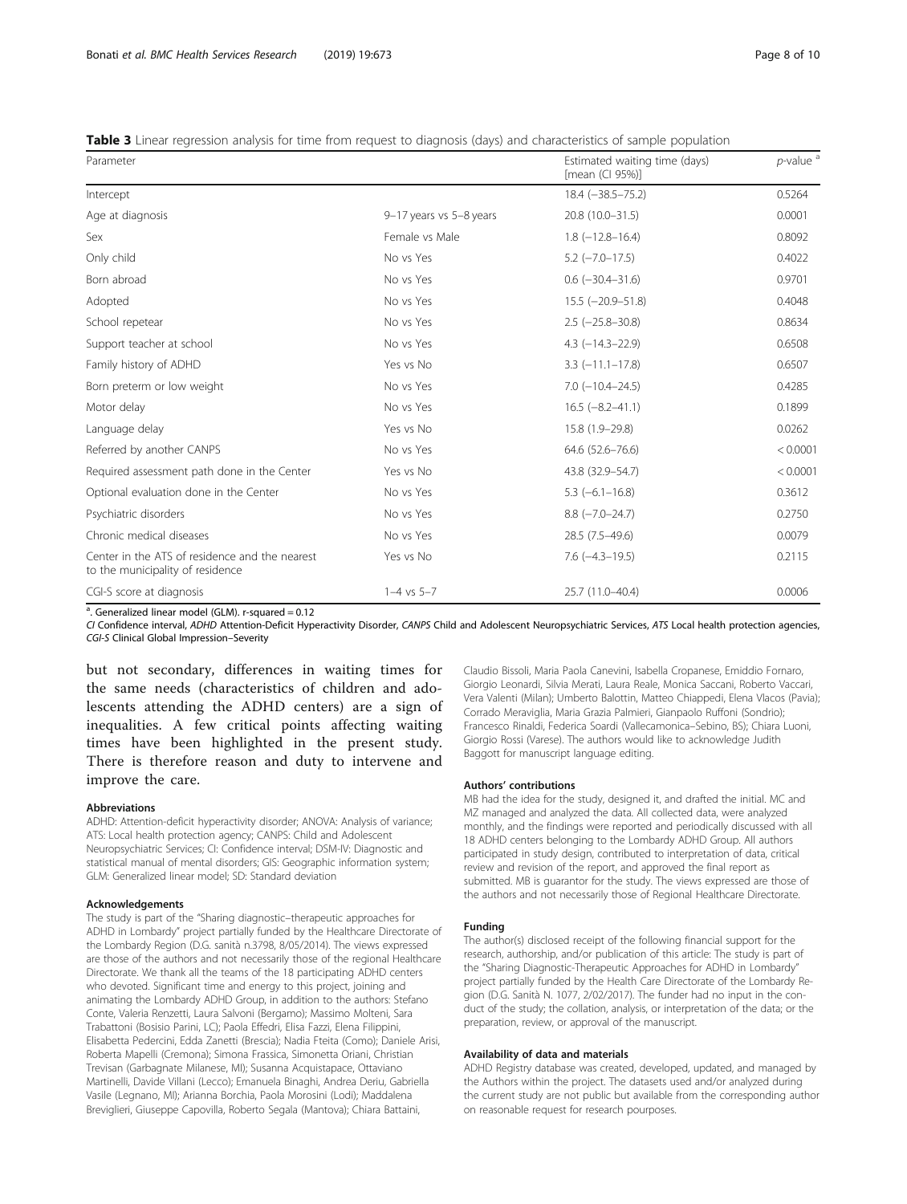**Table 3** Linear regression analysis for time from request to diagnosis (days) and characteristics of sample population

| Parameter | | Estimated waiting time (days) [mean (CI 95%)] | *p*-value [a] |
|---|---|---|---|
| Intercept | | 18.4 (−38.5–75.2) | 0.5264 |
| Age at diagnosis | 9–17 years vs 5–8 years | 20.8 (10.0–31.5) | 0.0001 |
| Sex | Female vs Male | 1.8 (−12.8–16.4) | 0.8092 |
| Only child | No vs Yes | 5.2 (−7.0–17.5) | 0.4022 |
| Born abroad | No vs Yes | 0.6 (−30.4–31.6) | 0.9701 |
| Adopted | No vs Yes | 15.5 (−20.9–51.8) | 0.4048 |
| School repetear | No vs Yes | 2.5 (−25.8–30.8) | 0.8634 |
| Support teacher at school | No vs Yes | 4.3 (−14.3–22.9) | 0.6508 |
| Family history of ADHD | Yes vs No | 3.3 (−11.1–17.8) | 0.6507 |
| Born preterm or low weight | No vs Yes | 7.0 (−10.4–24.5) | 0.4285 |
| Motor delay | No vs Yes | 16.5 (−8.2–41.1) | 0.1899 |
| Language delay | Yes vs No | 15.8 (1.9–29.8) | 0.0262 |
| Referred by another CANPS | No vs Yes | 64.6 (52.6–76.6) | < 0.0001 |
| Required assessment path done in the Center | Yes vs No | 43.8 (32.9–54.7) | < 0.0001 |
| Optional evaluation done in the Center | No vs Yes | 5.3 (−6.1–16.8) | 0.3612 |
| Psychiatric disorders | No vs Yes | 8.8 (−7.0–24.7) | 0.2750 |
| Chronic medical diseases | No vs Yes | 28.5 (7.5–49.6) | 0.0079 |
| Center in the ATS of residence and the nearest to the municipality of residence | Yes vs No | 7.6 (−4.3–19.5) | 0.2115 |
| CGI-S score at diagnosis | 1–4 vs 5–7 | 25.7 (11.0–40.4) | 0.0006 |

[a]. Generalized linear model (GLM). r-squared = 0.12

*CI* Confidence interval, *ADHD* Attention-Deficit Hyperactivity Disorder, *CANPS* Child and Adolescent Neuropsychiatric Services, *ATS* Local health protection agencies, *CGI-S* Clinical Global Impression–Severity

but not secondary, differences in waiting times for the same needs (characteristics of children and adolescents attending the ADHD centers) are a sign of inequalities. A few critical points affecting waiting times have been highlighted in the present study. There is therefore reason and duty to intervene and improve the care.

#### Abbreviations

ADHD: Attention-deficit hyperactivity disorder; ANOVA: Analysis of variance; ATS: Local health protection agency; CANPS: Child and Adolescent Neuropsychiatric Services; CI: Confidence interval; DSM-IV: Diagnostic and statistical manual of mental disorders; GIS: Geographic information system; GLM: Generalized linear model; SD: Standard deviation

#### Acknowledgements

The study is part of the "Sharing diagnostic–therapeutic approaches for ADHD in Lombardy" project partially funded by the Healthcare Directorate of the Lombardy Region (D.G. sanità n.3798, 8/05/2014). The views expressed are those of the authors and not necessarily those of the regional Healthcare Directorate. We thank all the teams of the 18 participating ADHD centers who devoted. Significant time and energy to this project, joining and animating the Lombardy ADHD Group, in addition to the authors: Stefano Conte, Valeria Renzetti, Laura Salvoni (Bergamo); Massimo Molteni, Sara Trabattoni (Bosisio Parini, LC); Paola Effedri, Elisa Fazzi, Elena Filippini, Elisabetta Pedercini, Edda Zanetti (Brescia); Nadia Fteita (Como); Daniele Arisi, Roberta Mapelli (Cremona); Simona Frassica, Simonetta Oriani, Christian Trevisan (Garbagnate Milanese, MI); Susanna Acquistapace, Ottaviano Martinelli, Davide Villani (Lecco); Emanuela Binaghi, Andrea Deriu, Gabriella Vasile (Legnano, MI); Arianna Borchia, Paola Morosini (Lodi); Maddalena Breviglieri, Giuseppe Capovilla, Roberto Segala (Mantova); Chiara Battaini, Claudio Bissoli, Maria Paola Canevini, Isabella Cropanese, Emiddio Fornaro, Giorgio Leonardi, Silvia Merati, Laura Reale, Monica Saccani, Roberto Vaccari, Vera Valenti (Milan); Umberto Balottin, Matteo Chiappedi, Elena Vlacos (Pavia); Corrado Meraviglia, Maria Grazia Palmieri, Gianpaolo Ruffoni (Sondrio); Francesco Rinaldi, Federica Soardi (Vallecamonica–Sebino, BS); Chiara Luoni, Giorgio Rossi (Varese). The authors would like to acknowledge Judith Baggott for manuscript language editing.

#### Authors' contributions

MB had the idea for the study, designed it, and drafted the initial. MC and MZ managed and analyzed the data. All collected data, were analyzed monthly, and the findings were reported and periodically discussed with all 18 ADHD centers belonging to the Lombardy ADHD Group. All authors participated in study design, contributed to interpretation of data, critical review and revision of the report, and approved the final report as submitted. MB is guarantor for the study. The views expressed are those of the authors and not necessarily those of Regional Healthcare Directorate.

#### Funding

The author(s) disclosed receipt of the following financial support for the research, authorship, and/or publication of this article: The study is part of the "Sharing Diagnostic-Therapeutic Approaches for ADHD in Lombardy" project partially funded by the Health Care Directorate of the Lombardy Region (D.G. Sanità N. 1077, 2/02/2017). The funder had no input in the conduct of the study; the collation, analysis, or interpretation of the data; or the preparation, review, or approval of the manuscript.

#### Availability of data and materials

ADHD Registry database was created, developed, updated, and managed by the Authors within the project. The datasets used and/or analyzed during the current study are not public but available from the corresponding author on reasonable request for research pourposes.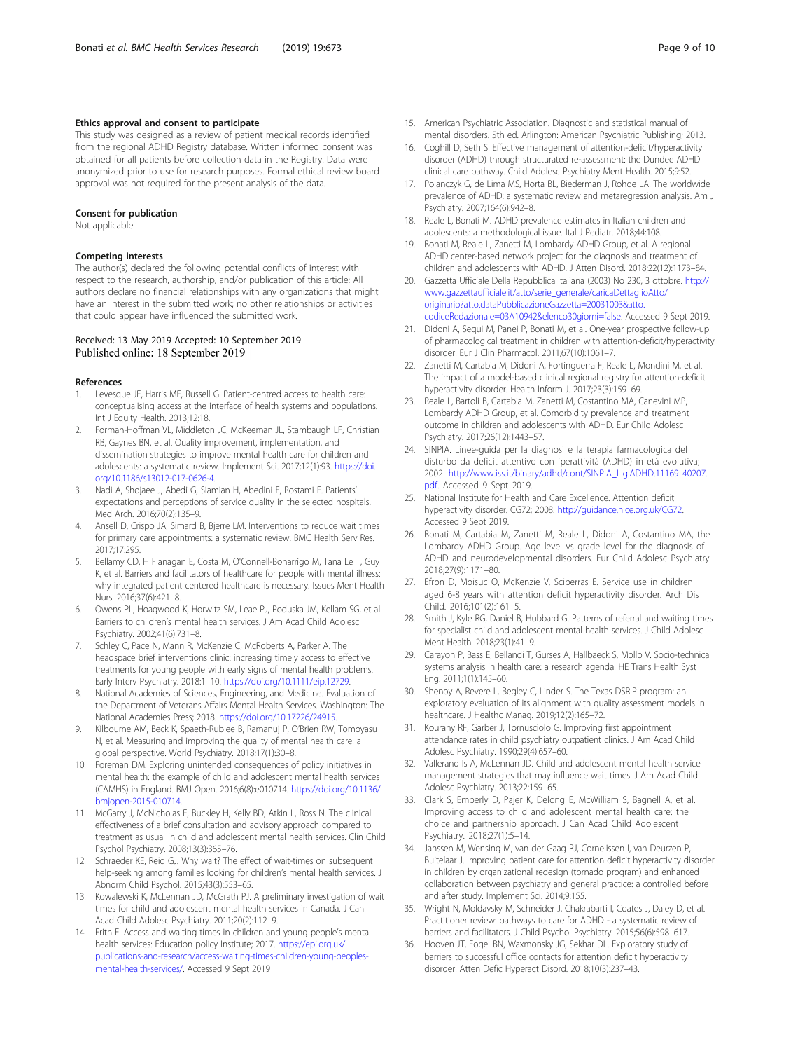### Ethics approval and consent to participate

This study was designed as a review of patient medical records identified from the regional ADHD Registry database. Written informed consent was obtained for all patients before collection data in the Registry. Data were anonymized prior to use for research purposes. Formal ethical review board approval was not required for the present analysis of the data.

### Consent for publication

Not applicable.

### Competing interests

The author(s) declared the following potential conflicts of interest with respect to the research, authorship, and/or publication of this article: All authors declare no financial relationships with any organizations that might have an interest in the submitted work; no other relationships or activities that could appear have influenced the submitted work.

Received: 13 May 2019 Accepted: 10 September 2019
Published online: 18 September 2019

### References

1. Levesque JF, Harris MF, Russell G. Patient-centred access to health care: conceptualising access at the interface of health systems and populations. Int J Equity Health. 2013;12:18.
2. Forman-Hoffman VL, Middleton JC, McKeeman JL, Stambaugh LF, Christian RB, Gaynes BN, et al. Quality improvement, implementation, and dissemination strategies to improve mental health care for children and adolescents: a systematic review. Implement Sci. 2017;12(1):93. https://doi.org/10.1186/s13012-017-0626-4.
3. Nadi A, Shojaee J, Abedi G, Siamian H, Abedini E, Rostami F. Patients' expectations and perceptions of service quality in the selected hospitals. Med Arch. 2016;70(2):135–9.
4. Ansell D, Crispo JA, Simard B, Bjerre LM. Interventions to reduce wait times for primary care appointments: a systematic review. BMC Health Serv Res. 2017;17:295.
5. Bellamy CD, H Flanagan E, Costa M, O'Connell-Bonarrigo M, Tana Le T, Guy K, et al. Barriers and facilitators of healthcare for people with mental illness: why integrated patient centered healthcare is necessary. Issues Ment Health Nurs. 2016;37(6):421–8.
6. Owens PL, Hoagwood K, Horwitz SM, Leae PJ, Poduska JM, Kellam SG, et al. Barriers to children's mental health services. J Am Acad Child Adolesc Psychiatry. 2002;41(6):731–8.
7. Schley C, Pace N, Mann R, McKenzie C, McRoberts A, Parker A. The headspace brief interventions clinic: increasing timely access to effective treatments for young people with early signs of mental health problems. Early Interv Psychiatry. 2018:1–10. https://doi.org/10.1111/eip.12729.
8. National Academies of Sciences, Engineering, and Medicine. Evaluation of the Department of Veterans Affairs Mental Health Services. Washington: The National Academies Press; 2018. https://doi.org/10.17226/24915.
9. Kilbourne AM, Beck K, Spaeth-Rublee B, Ramanuj P, O'Brien RW, Tomoyasu N, et al. Measuring and improving the quality of mental health care: a global perspective. World Psychiatry. 2018;17(1):30–8.
10. Foreman DM. Exploring unintended consequences of policy initiatives in mental health: the example of child and adolescent mental health services (CAMHS) in England. BMJ Open. 2016;6(8):e010714. https://doi.org/10.1136/bmjopen-2015-010714.
11. McGarry J, McNicholas F, Buckley H, Kelly BD, Atkin L, Ross N. The clinical effectiveness of a brief consultation and advisory approach compared to treatment as usual in child and adolescent mental health services. Clin Child Psychol Psychiatry. 2008;13(3):365–76.
12. Schraeder KE, Reid GJ. Why wait? The effect of wait-times on subsequent help-seeking among families looking for children's mental health services. J Abnorm Child Psychol. 2015;43(3):553–65.
13. Kowalewski K, McLennan JD, McGrath PJ. A preliminary investigation of wait times for child and adolescent mental health services in Canada. J Can Acad Child Adolesc Psychiatry. 2011;20(2):112–9.
14. Frith E. Access and waiting times in children and young people's mental health services: Education policy Institute; 2017. https://epi.org.uk/publications-and-research/access-waiting-times-children-young-peoples-mental-health-services/. Accessed 9 Sept 2019
15. American Psychiatric Association. Diagnostic and statistical manual of mental disorders. 5th ed. Arlington: American Psychiatric Publishing; 2013.
16. Coghill D, Seth S. Effective management of attention-deficit/hyperactivity disorder (ADHD) through structurated re-assessment: the Dundee ADHD clinical care pathway. Child Adolesc Psychiatry Ment Health. 2015;9:52.
17. Polanczyk G, de Lima MS, Horta BL, Biederman J, Rohde LA. The worldwide prevalence of ADHD: a systematic review and metaregression analysis. Am J Psychiatry. 2007;164(6):942–8.
18. Reale L, Bonati M. ADHD prevalence estimates in Italian children and adolescents: a methodological issue. Ital J Pediatr. 2018;44:108.
19. Bonati M, Reale L, Zanetti M, Lombardy ADHD Group, et al. A regional ADHD center-based network project for the diagnosis and treatment of children and adolescents with ADHD. J Atten Disord. 2018;22(12):1173–84.
20. Gazzetta Ufficiale Della Repubblica Italiana (2003) No 230, 3 ottobre. http://www.gazzettaufficiale.it/atto/serie_generale/caricaDettaglioAtto/originario?atto.dataPubblicazioneGazzetta=20031003&atto.codiceRedazionale=03A10942&elenco30giorni=false. Accessed 9 Sept 2019.
21. Didoni A, Sequi M, Panei P, Bonati M, et al. One-year prospective follow-up of pharmacological treatment in children with attention-deficit/hyperactivity disorder. Eur J Clin Pharmacol. 2011;67(10):1061–7.
22. Zanetti M, Cartabia M, Didoni A, Fortinguerra F, Reale L, Mondini M, et al. The impact of a model-based clinical regional registry for attention-deficit hyperactivity disorder. Health Inform J. 2017;23(3):159–69.
23. Reale L, Bartoli B, Cartabia M, Zanetti M, Costantino MA, Canevini MP, Lombardy ADHD Group, et al. Comorbidity prevalence and treatment outcome in children and adolescents with ADHD. Eur Child Adolesc Psychiatry. 2017;26(12):1443–57.
24. SINPIA. Linee-guida per la diagnosi e la terapia farmacologica del disturbo da deficit attentivo con iperattività (ADHD) in età evolutiva; 2002. http://www.iss.it/binary/adhd/cont/SINPIA_L.g.ADHD.11169 40207.pdf. Accessed 9 Sept 2019.
25. National Institute for Health and Care Excellence. Attention deficit hyperactivity disorder. CG72; 2008. http://guidance.nice.org.uk/CG72. Accessed 9 Sept 2019.
26. Bonati M, Cartabia M, Zanetti M, Reale L, Didoni A, Costantino MA, the Lombardy ADHD Group. Age level vs grade level for the diagnosis of ADHD and neurodevelopmental disorders. Eur Child Adolesc Psychiatry. 2018;27(9):1171–80.
27. Efron D, Moisuc O, McKenzie V, Sciberras E. Service use in children aged 6-8 years with attention deficit hyperactivity disorder. Arch Dis Child. 2016;101(2):161–5.
28. Smith J, Kyle RG, Daniel B, Hubbard G. Patterns of referral and waiting times for specialist child and adolescent mental health services. J Child Adolesc Ment Health. 2018;23(1):41–9.
29. Carayon P, Bass E, Bellandi T, Gurses A, Hallbaeck S, Mollo V. Socio-technical systems analysis in health care: a research agenda. HE Trans Health Syst Eng. 2011;1(1):145–60.
30. Shenoy A, Revere L, Begley C, Linder S. The Texas DSRIP program: an exploratory evaluation of its alignment with quality assessment models in healthcare. J Healthc Manag. 2019;12(2):165–72.
31. Kourany RF, Garber J, Tornusciolo G. Improving first appointment attendance rates in child psychiatry outpatient clinics. J Am Acad Child Adolesc Psychiatry. 1990;29(4):657–60.
32. Vallerand Is A, McLennan JD. Child and adolescent mental health service management strategies that may influence wait times. J Am Acad Child Adolesc Psychiatry. 2013;22:159–65.
33. Clark S, Emberly D, Pajer K, Delong E, McWilliam S, Bagnell A, et al. Improving access to child and adolescent mental health care: the choice and partnership approach. J Can Acad Child Adolescent Psychiatry. 2018;27(1):5–14.
34. Janssen M, Wensing M, van der Gaag RJ, Cornelissen I, van Deurzen P, Buitelaar J. Improving patient care for attention deficit hyperactivity disorder in children by organizational redesign (tornado program) and enhanced collaboration between psychiatry and general practice: a controlled before and after study. Implement Sci. 2014;9:155.
35. Wright N, Moldavsky M, Schneider J, Chakrabarti I, Coates J, Daley D, et al. Practitioner review: pathways to care for ADHD - a systematic review of barriers and facilitators. J Child Psychol Psychiatry. 2015;56(6):598–617.
36. Hooven JT, Fogel BN, Waxmonsky JG, Sekhar DL. Exploratory study of barriers to successful office contacts for attention deficit hyperactivity disorder. Atten Defic Hyperact Disord. 2018;10(3):237–43.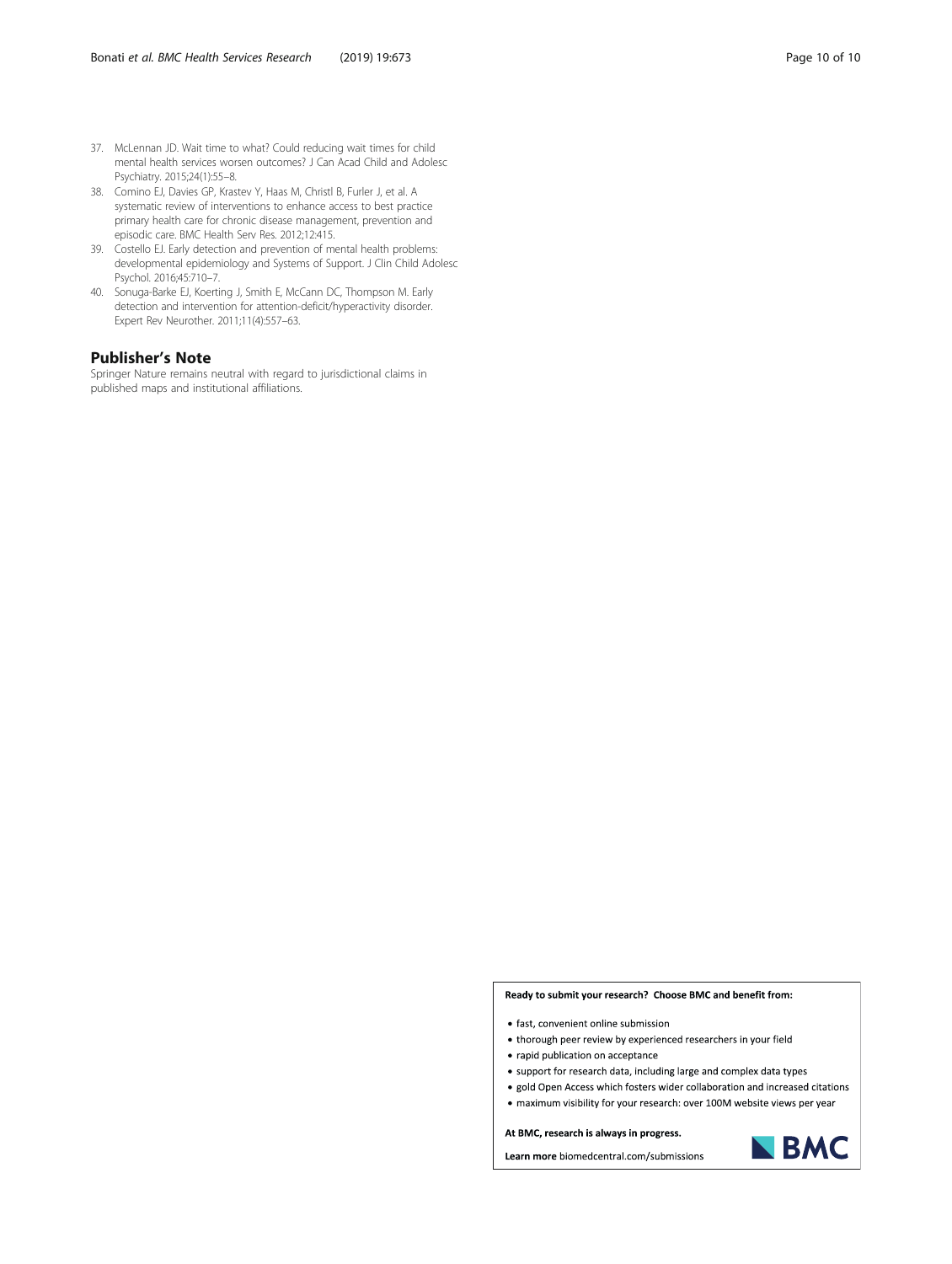37. McLennan JD. Wait time to what? Could reducing wait times for child mental health services worsen outcomes? J Can Acad Child and Adolesc Psychiatry. 2015;24(1):55–8.
38. Comino EJ, Davies GP, Krastev Y, Haas M, Christl B, Furler J, et al. A systematic review of interventions to enhance access to best practice primary health care for chronic disease management, prevention and episodic care. BMC Health Serv Res. 2012;12:415.
39. Costello EJ. Early detection and prevention of mental health problems: developmental epidemiology and Systems of Support. J Clin Child Adolesc Psychol. 2016;45:710–7.
40. Sonuga-Barke EJ, Koerting J, Smith E, McCann DC, Thompson M. Early detection and intervention for attention-deficit/hyperactivity disorder. Expert Rev Neurother. 2011;11(4):557–63.

## Publisher's Note

Springer Nature remains neutral with regard to jurisdictional claims in published maps and institutional affiliations.

**Ready to submit your research? Choose BMC and benefit from:**

- fast, convenient online submission
- thorough peer review by experienced researchers in your field
- rapid publication on acceptance
- support for research data, including large and complex data types
- gold Open Access which fosters wider collaboration and increased citations
- maximum visibility for your research: over 100M website views per year

**At BMC, research is always in progress.**

**Learn more** biomedcentral.com/submissions

BMC